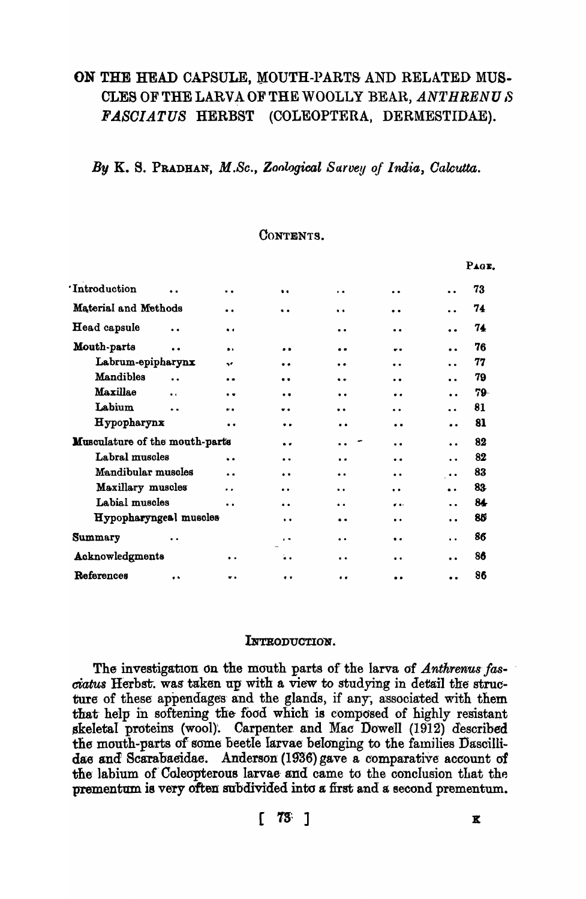# ON THE HEAD CAPSULE, MOUTH-PARTS AND RELATED MUSCLES OF THE LARVA OF THE WOOLLY BEAR, *ANTHRENUS FASCIATUS* HERBST (COLEOPTERA, DERMESTIDAE).

*By* K. S. PRADHAN, *M.Sc., Zoological Survey of India, Calcutta.*

## CONTENTS.

| | PAGE. |
|---|---|
| Introduction | 73 |
| Material and Methods | 74 |
| Head capsule | 74 |
| Mouth-parts | 76 |
| Labrum-epipharynx | 77 |
| Mandibles | 79 |
| Maxillae | 79 |
| Labium | 81 |
| Hypopharynx | 81 |
| Musculature of the mouth-parts | 82 |
| Labral muscles | 82 |
| Mandibular muscles | 83 |
| Maxillary muscles | 83 |
| Labial muscles | 84 |
| Hypopharyngeal muscles | 85 |
| Summary | 86 |
| Acknowledgments | 86 |
| References | 86 |

## INTRODUCTION.

The investigation on the mouth parts of the larva of *Anthrenus fasciatus* Herbst. was taken up with a view to studying in detail the structure of these appendages and the glands, if any, associated with them that help in softening the food which is composed of highly resistant skeletal proteins (wool). Carpenter and Mac Dowell (1912) described the mouth-parts of some beetle larvae belonging to the families Dascillidae and Scarabaeidae. Anderson (1936) gave a comparative account of the labium of Coleopterous larvae and came to the conclusion that the prementum is very often subdivided into a first and a second prementum.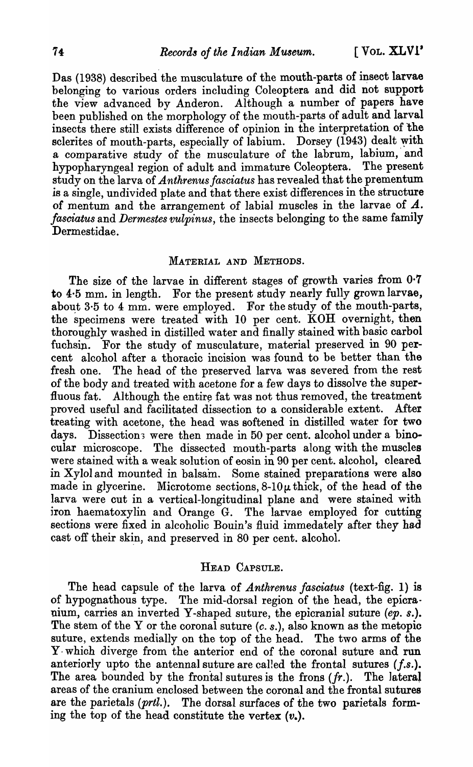Das (1938) described the musculature of the mouth-parts of insect larvae belonging to various orders including Coleoptera and did not support the view advanced by Anderon. Although a number of papers have been published on the morphology of the mouth-parts of adult and larval insects there still exists difference of opinion in the interpretation of the sclerites of mouth-parts, especially of labium. Dorsey (1943) dealt with a comparative study of the musculature of the labrum, labium, and hypopharyngeal region of adult and immature Coleoptera. The present study on the larva of *Anthrenus fasciatus* has revealed that the prementum is a single, undivided plate and that there exist differences in the structure of mentum and the arrangement of labial muscles in the larvae of *A. fasciatus* and *Dermestes vulpinus*, the insects belonging to the same family Dermestidae.

## MATERIAL AND METHODS.

The size of the larvae in different stages of growth varies from 0·7 to 4·5 mm. in length. For the present study nearly fully grown larvae, about 3·5 to 4 mm. were employed. For the study of the mouth-parts, the specimens were treated with 10 per cent. KOH overnight, then thoroughly washed in distilled water and finally stained with basic carbol fuchsin. For the study of musculature, material preserved in 90 per-cent alcohol after a thoracic incision was found to be better than the fresh one. The head of the preserved larva was severed from the rest of the body and treated with acetone for a few days to dissolve the superfluous fat. Although the entire fat was not thus removed, the treatment proved useful and facilitated dissection to a considerable extent. After treating with acetone, the head was softened in distilled water for two days. Dissections were then made in 50 per cent. alcohol under a binocular microscope. The dissected mouth-parts along with the muscles were stained with a weak solution of eosin in 90 per cent. alcohol, cleared in Xylol and mounted in balsam. Some stained preparations were also made in glycerine. Microtome sections, 8-10$\mu$ thick, of the head of the larva were cut in a vertical-longitudinal plane and were stained with iron haematoxylin and Orange G. The larvae employed for cutting sections were fixed in alcoholic Bouin's fluid immedately after they had cast off their skin, and preserved in 80 per cent. alcohol.

## HEAD CAPSULE.

The head capsule of the larva of *Anthrenus fasciatus* (text-fig. 1) is of hypognathous type. The mid-dorsal region of the head, the epicranium, carries an inverted Y-shaped suture, the epicranial suture (*ep. s.*). The stem of the Y or the coronal suture (*c. s.*), also known as the metopic suture, extends medially on the top of the head. The two arms of the Y which diverge from the anterior end of the coronal suture and run anteriorly upto the antennal suture are called the frontal sutures (*f.s.*). The area bounded by the frontal sutures is the frons (*fr.*). The lateral areas of the cranium enclosed between the coronal and the frontal sutures are the parietals (*prtl.*). The dorsal surfaces of the two parietals forming the top of the head constitute the vertex (*v.*).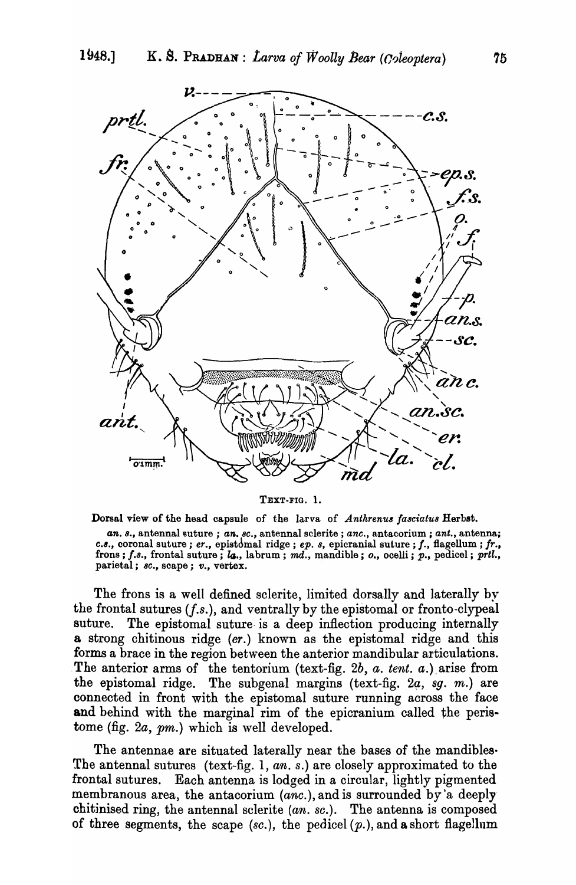TEXT-FIG. 1.

Dorsal view of the head capsule of the larva of *Anthrenus fasciatus* Herbst.

*an. s.*, antennal suture ; *an. sc.*, antennal sclerite ; *anc.*, antacorium ; *ant.*, antenna; *c.s.*, coronal suture ; *er.*, epistomal ridge ; *ep. s*, epicranial suture ; *f.*, flagellum ; *fr.*, frons ; *f.s.*, frontal suture ; *la.*, labrum ; *md.*, mandible ; *o.*, ocelli ; *p.*, pedicel ; *prtl.*, parietal ; *sc.*, scape ; *v.*, vertex.

The frons is a well defined sclerite, limited dorsally and laterally by the frontal sutures (*f.s.*), and ventrally by the epistomal or fronto-clypeal suture. The epistomal suture is a deep inflection producing internally a strong chitinous ridge (*er.*) known as the epistomal ridge and this forms a brace in the region between the anterior mandibular articulations. The anterior arms of the tentorium (text-fig. 2*b*, *a. tent. a.*) arise from the epistomal ridge. The subgenal margins (text-fig. 2*a*, *sg. m.*) are connected in front with the epistomal suture running across the face and behind with the marginal rim of the epicranium called the peristome (fig. 2*a*, *pm.*) which is well developed.

The antennae are situated laterally near the bases of the mandibles. The antennal sutures (text-fig. 1, *an. s.*) are closely approximated to the frontal sutures. Each antenna is lodged in a circular, lightly pigmented membranous area, the antacorium (*anc.*), and is surrounded by a deeply chitinised ring, the antennal sclerite (*an. sc.*). The antenna is composed of three segments, the scape (*sc.*), the pedicel (*p.*), and a short flagellum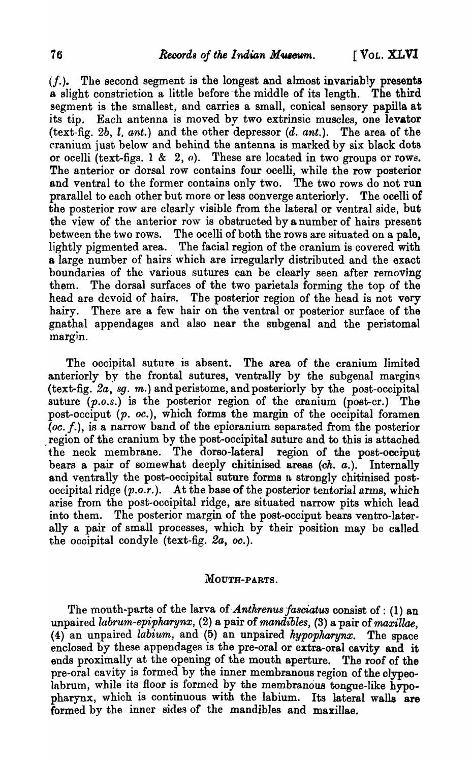(*f.*). The second segment is the longest and almost invariably presents a slight constriction a little before the middle of its length. The third segment is the smallest, and carries a small, conical sensory papilla at its tip. Each antenna is moved by two extrinsic muscles, one levator (text-fig. 2*b*, *l. ant.*) and the other depressor (*d. ant.*). The area of the cranium just below and behind the antenna is marked by six black dots or ocelli (text-figs. 1 & 2, *o*). These are located in two groups or rows. The anterior or dorsal row contains four ocelli, while the row posterior and ventral to the former contains only two. The two rows do not run prarallel to each other but more or less converge anteriorly. The ocelli of the posterior row are clearly visible from the lateral or ventral side, but the view of the anterior row is obstructed by a number of hairs present between the two rows. The ocelli of both the rows are situated on a pale, lightly pigmented area. The facial region of the cranium is covered with a large number of hairs which are irregularly distributed and the exact boundaries of the various sutures can be clearly seen after removing them. The dorsal surfaces of the two parietals forming the top of the head are devoid of hairs. The posterior region of the head is not very hairy. There are a few hair on the ventral or posterior surface of the gnathal appendages and also near the subgenal and the peristomal margin.

The occipital suture is absent. The area of the cranium limited anteriorly by the frontal sutures, ventrally by the subgenal margins (text-fig. 2*a*, *sg. m.*) and peristome, and posteriorly by the post-occipital suture (*p.o.s.*) is the posterior region of the cranium (post-cr.) The post-occiput (*p. oc.*), which forms the margin of the occipital foramen (*oc. f.*), is a narrow band of the epicranium separated from the posterior region of the cranium by the post-occipital suture and to this is attached the neck membrane. The dorso-lateral region of the post-occiput bears a pair of somewhat deeply chitinised areas (*ch. a.*). Internally and ventrally the post-occipital suture forms a strongly chitinised post-occipital ridge (*p.o.r.*). At the base of the posterior tentorial arms, which arise from the post-occipital ridge, are situated narrow pits which lead into them. The posterior margin of the post-occiput bears ventro-laterally a pair of small processes, which by their position may be called the occipital condyle (text-fig. 2*a*, *oc.*).

## MOUTH-PARTS.

The mouth-parts of the larva of *Anthrenus fasciatus* consist of : (1) an unpaired *labrum-epipharynx*, (2) a pair of *mandibles*, (3) a pair of *maxillae*, (4) an unpaired *labium*, and (5) an unpaired *hypopharynx*. The space enclosed by these appendages is the pre-oral or extra-oral cavity and it ends proximally at the opening of the mouth aperture. The roof of the pre-oral cavity is formed by the inner membranous region of the clypeo-labrum, while its floor is formed by the membranous tongue-like hypopharynx, which is continuous with the labium. Its lateral walls are formed by the inner sides of the mandibles and maxillae.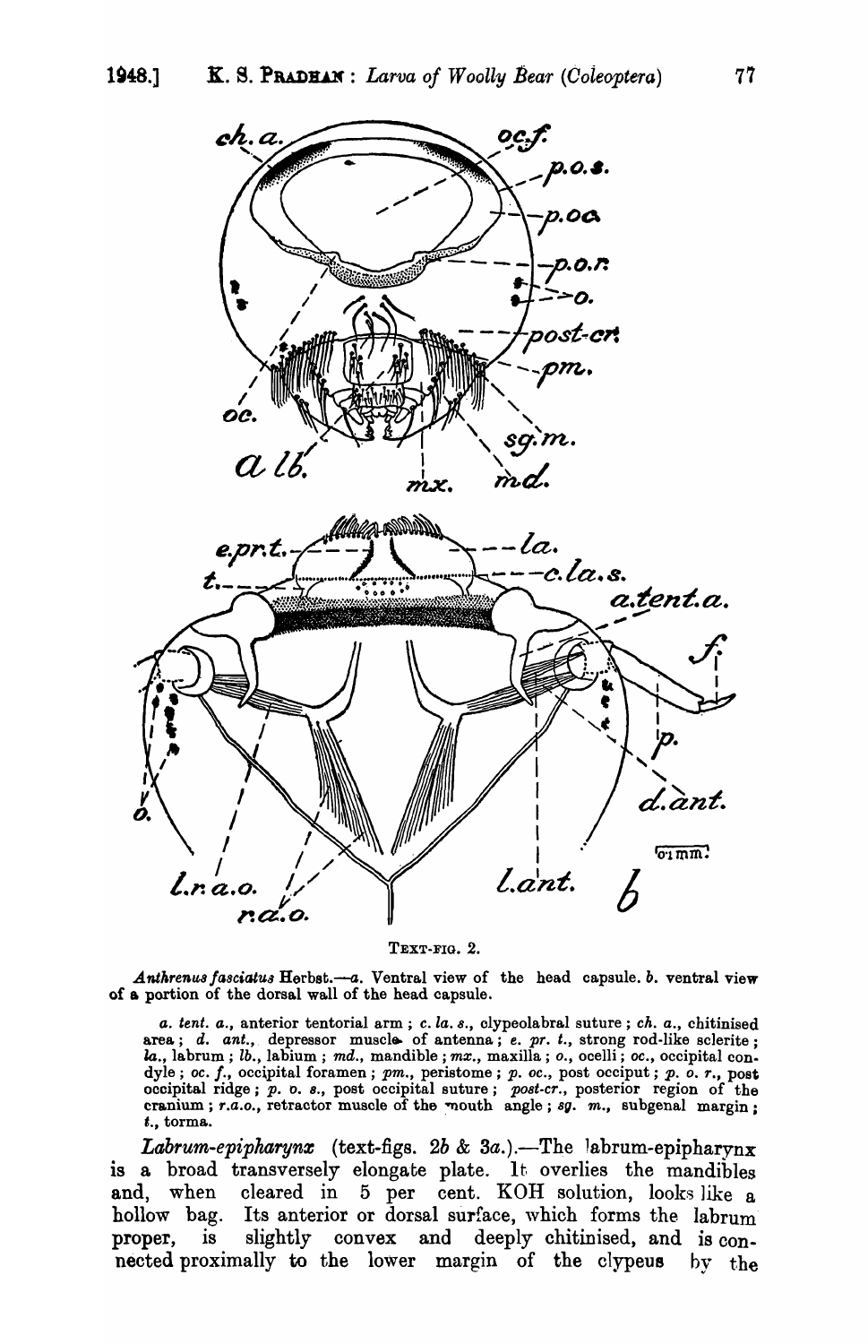TEXT-FIG. 2.

*Anthrenus fasciatus* Herbst.—*a*. Ventral view of the head capsule. *b*. ventral view of a portion of the dorsal wall of the head capsule.

*a. tent. a.*, anterior tentorial arm ; *c. la. s.*, clypeolabral suture ; *ch. a.*, chitinised area ; *d. ant.*, depressor muscle of antenna ; *e. pr. t.*, strong rod-like sclerite ; *la.*, labrum ; *lb.*, labium ; *md.*, mandible ; *mx.*, maxilla ; *o.*, ocelli ; *oc.*, occipital condyle ; *oc. f.*, occipital foramen ; *pm.*, peristome ; *p. oc.*, post occiput ; *p. o. r.*, post occipital ridge ; *p. o. s.*, post occipital suture ; *post-cr.*, posterior region of the cranium ; *r.a.o.*, retractor muscle of the mouth angle ; *sg. m.*, subgenal margin ; *t.*, torma.

*Labrum-epipharynx* (text-figs. 2*b* & 3*a*.).—The labrum-epipharynx is a broad transversely elongate plate. It overlies the mandibles and, when cleared in 5 per cent. KOH solution, looks like a hollow bag. Its anterior or dorsal surface, which forms the labrum proper, is slightly convex and deeply chitinised, and is connected proximally to the lower margin of the clypeus by the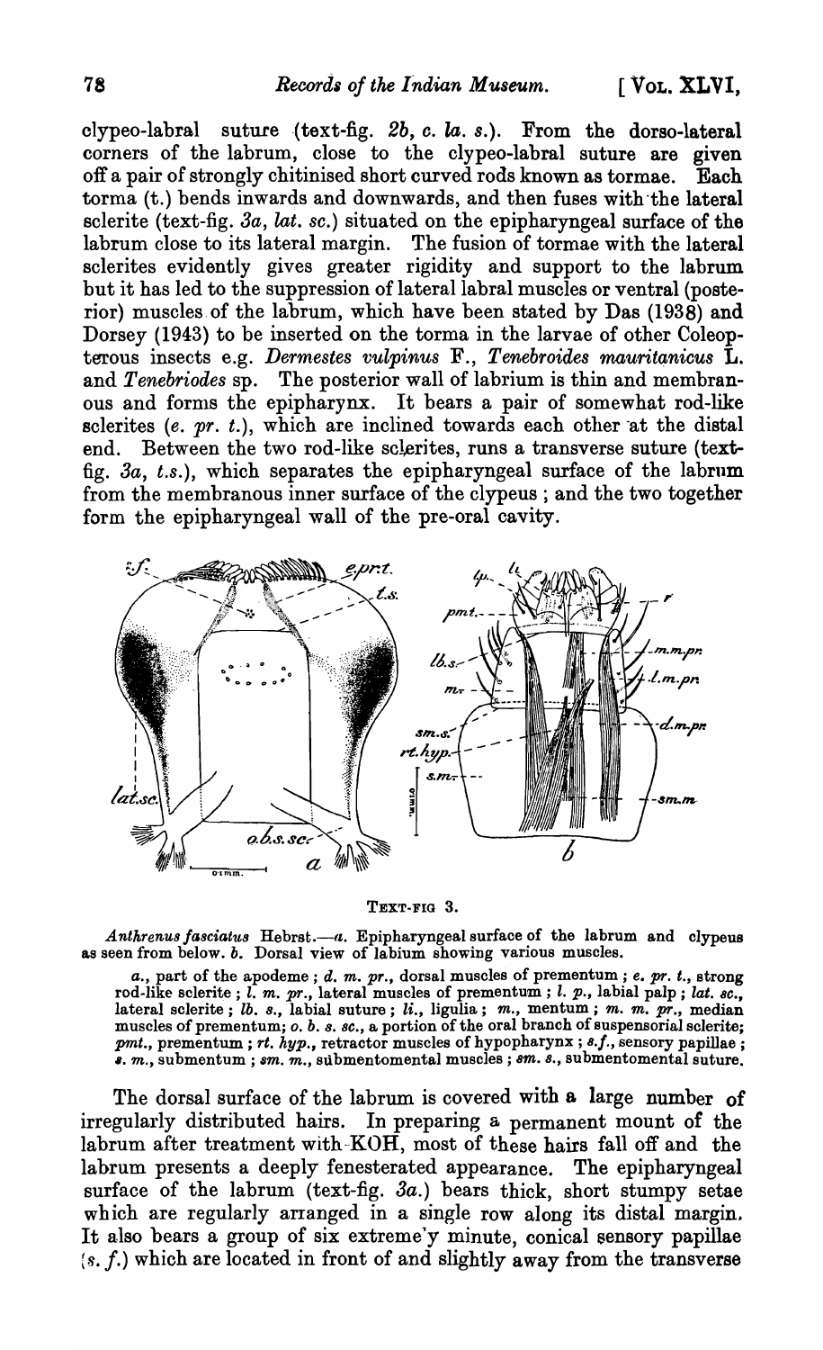clypeo-labral suture (text-fig. 2b, *c. la. s.*). From the dorso-lateral corners of the labrum, close to the clypeo-labral suture are given off a pair of strongly chitinised short curved rods known as tormae. Each torma (t.) bends inwards and downwards, and then fuses with the lateral sclerite (text-fig. 3a, *lat. sc.*) situated on the epipharyngeal surface of the labrum close to its lateral margin. The fusion of tormae with the lateral sclerites evidently gives greater rigidity and support to the labrum but it has led to the suppression of lateral labral muscles or ventral (posterior) muscles of the labrum, which have been stated by Das (1938) and Dorsey (1943) to be inserted on the torma in the larvae of other Coleopterous insects e.g. *Dermestes vulpinus* F., *Tenebroides mauritanicus* L. and *Tenebriodes* sp. The posterior wall of labrium is thin and membranous and forms the epipharynx. It bears a pair of somewhat rod-like sclerites (*e. pr. t.*), which are inclined towards each other at the distal end. Between the two rod-like sclerites, runs a transverse suture (text-fig. 3a, *t.s.*), which separates the epipharyngeal surface of the labrum from the membranous inner surface of the clypeus; and the two together form the epipharyngeal wall of the pre-oral cavity.

TEXT-FIG 3.

*Anthrenus fasciatus* Hebrst.—*a.* Epipharyngeal surface of the labrum and clypeus as seen from below. *b.* Dorsal view of labium showing various muscles.

*a.*, part of the apodeme; *d. m. pr.*, dorsal muscles of prementum; *e. pr. t.*, strong rod-like sclerite; *l. m. pr.*, lateral muscles of prementum; *l. p.*, labial palp; *lat. sc.*, lateral sclerite; *lb. s.*, labial suture; *li.*, ligulia; *m.*, mentum; *m. m. pr.*, median muscles of prementum; *o. b. s. sc.*, a portion of the oral branch of suspensorial sclerite; *pmt.*, prementum; *rt. hyp.*, retractor muscles of hypopharynx; *s.f.*, sensory papillae; *s. m.*, submentum; *sm. m.*, submentomental muscles; *sm. s.*, submentomental suture.

The dorsal surface of the labrum is covered with a large number of irregularly distributed hairs. In preparing a permanent mount of the labrum after treatment with KOH, most of these hairs fall off and the labrum presents a deeply fenesterated appearance. The epipharyngeal surface of the labrum (text-fig. 3a.) bears thick, short stumpy setae which are regularly arranged in a single row along its distal margin. It also bears a group of six extreme'y minute, conical sensory papillae (*s. f.*) which are located in front of and slightly away from the transverse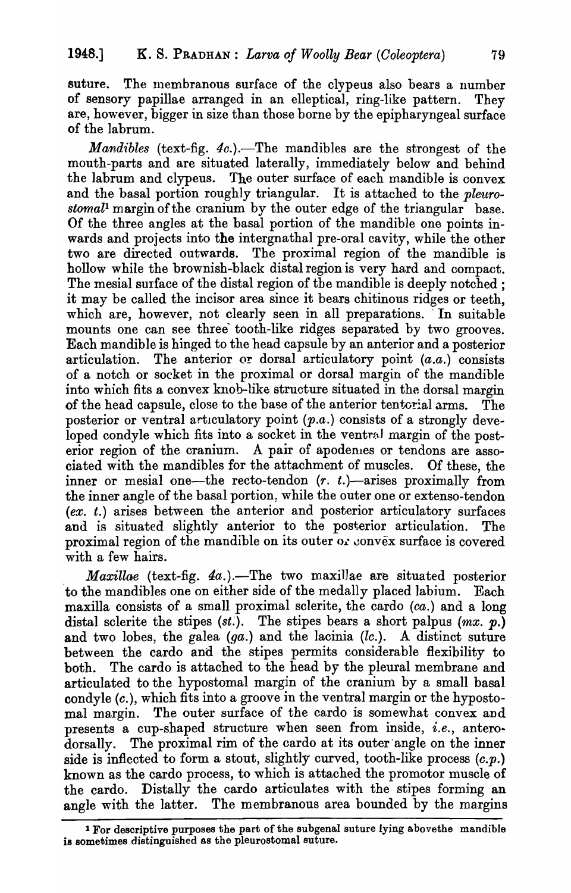suture. The membranous surface of the clypeus also bears a number of sensory papillae arranged in an elleptical, ring-like pattern. They are, however, bigger in size than those borne by the epipharyngeal surface of the labrum.

*Mandibles* (text-fig. 4c.).—The mandibles are the strongest of the mouth-parts and are situated laterally, immediately below and behind the labrum and clypeus. The outer surface of each mandible is convex and the basal portion roughly triangular. It is attached to the *pleurostomal*[1] margin of the cranium by the outer edge of the triangular base. Of the three angles at the basal portion of the mandible one points inwards and projects into the intergnathal pre-oral cavity, while the other two are directed outwards. The proximal region of the mandible is hollow while the brownish-black distal region is very hard and compact. The mesial surface of the distal region of the mandible is deeply notched; it may be called the incisor area since it bears chitinous ridges or teeth, which are, however, not clearly seen in all preparations. In suitable mounts one can see three tooth-like ridges separated by two grooves. Each mandible is hinged to the head capsule by an anterior and a posterior articulation. The anterior or dorsal articulatory point (*a.a.*) consists of a notch or socket in the proximal or dorsal margin of the mandible into which fits a convex knob-like structure situated in the dorsal margin of the head capsule, close to the base of the anterior tentorial arms. The posterior or ventral articulatory point (*p.a.*) consists of a strongly developed condyle which fits into a socket in the ventral margin of the posterior region of the cranium. A pair of apodemes or tendons are associated with the mandibles for the attachment of muscles. Of these, the inner or mesial one—the recto-tendon (*r. t.*)—arises proximally from the inner angle of the basal portion, while the outer one or extenso-tendon (*ex. t.*) arises between the anterior and posterior articulatory surfaces and is situated slightly anterior to the posterior articulation. The proximal region of the mandible on its outer or convex surface is covered with a few hairs.

*Maxillae* (text-fig. 4a.).—The two maxillae are situated posterior to the mandibles one on either side of the medally placed labium. Each maxilla consists of a small proximal sclerite, the cardo (*ca.*) and a long distal sclerite the stipes (*st.*). The stipes bears a short palpus (*mx. p.*) and two lobes, the galea (*ga.*) and the lacinia (*lc.*). A distinct suture between the cardo and the stipes permits considerable flexibility to both. The cardo is attached to the head by the pleural membrane and articulated to the hypostomal margin of the cranium by a small basal condyle (*c.*), which fits into a groove in the ventral margin or the hypostomal margin. The outer surface of the cardo is somewhat convex and presents a cup-shaped structure when seen from inside, *i.e.*, antero-dorsally. The proximal rim of the cardo at its outer angle on the inner side is inflected to form a stout, slightly curved, tooth-like process (*c.p.*) known as the cardo process, to which is attached the promotor muscle of the cardo. Distally the cardo articulates with the stipes forming an angle with the latter. The membranous area bounded by the margins

[1] For descriptive purposes the part of the subgenal suture lying abovethe mandible is sometimes distinguished as the pleurostomal suture.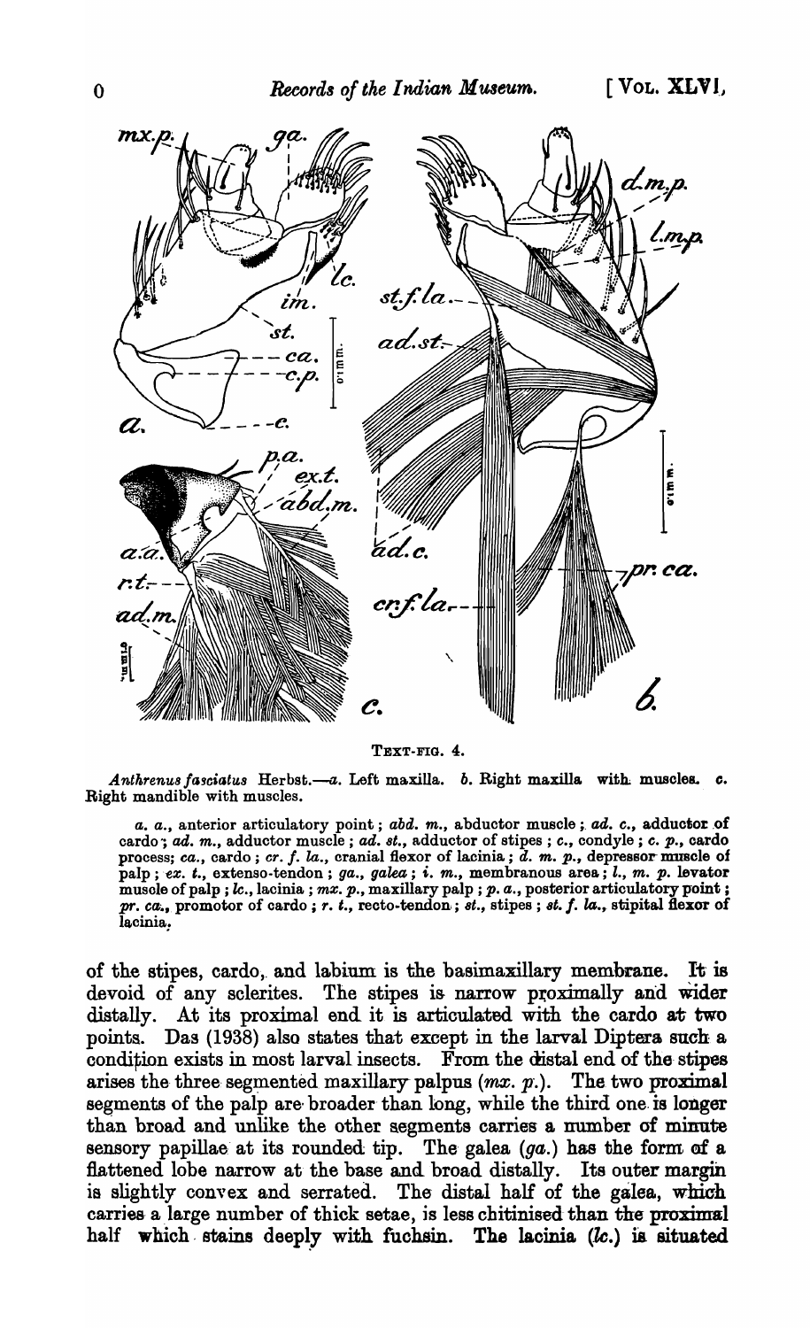TEXT-FIG. 4.

*Anthrenus fasciatus* Herbst.—*a*. Left maxilla. *b*. Right maxilla with muscles. *c*. Right mandible with muscles.

*a. a.*, anterior articulatory point; *abd. m.*, abductor muscle; *ad. c.*, adductor of cardo; *ad. m.*, adductor muscle; *ad. st.*, adductor of stipes; *c.*, condyle; *c. p.*, cardo process; *ca.*, cardo; *cr. f. la.*, cranial flexor of lacinia; *d. m. p.*, depressor muscle of palp; *ex. t.*, extenso-tendon; *ga.*, *galea*; *i. m.*, membranous area; *l., m. p.* levator muscle of palp; *lc.*, lacinia; *mx. p.*, maxillary palp; *p. a.*, posterior articulatory point; *pr. ca.*, promotor of cardo; *r. t.*, recto-tendon; *st.*, stipes; *st. f. la.*, stipital flexor of lacinia.

of the stipes, cardo, and labium is the basimaxillary membrane. It is devoid of any sclerites. The stipes is narrow proximally and wider distally. At its proximal end it is articulated with the cardo at two points. Das (1938) also states that except in the larval Diptera such a condition exists in most larval insects. From the distal end of the stipes arises the three segmented maxillary palpus (*mx. p.*). The two proximal segments of the palp are broader than long, while the third one is longer than broad and unlike the other segments carries a number of minute sensory papillae at its rounded tip. The galea (*ga.*) has the form of a flattened lobe narrow at the base and broad distally. Its outer margin is slightly convex and serrated. The distal half of the galea, which carries a large number of thick setae, is less chitinised than the proximal half which stains deeply with fuchsin. The lacinia (*lc.*) is situated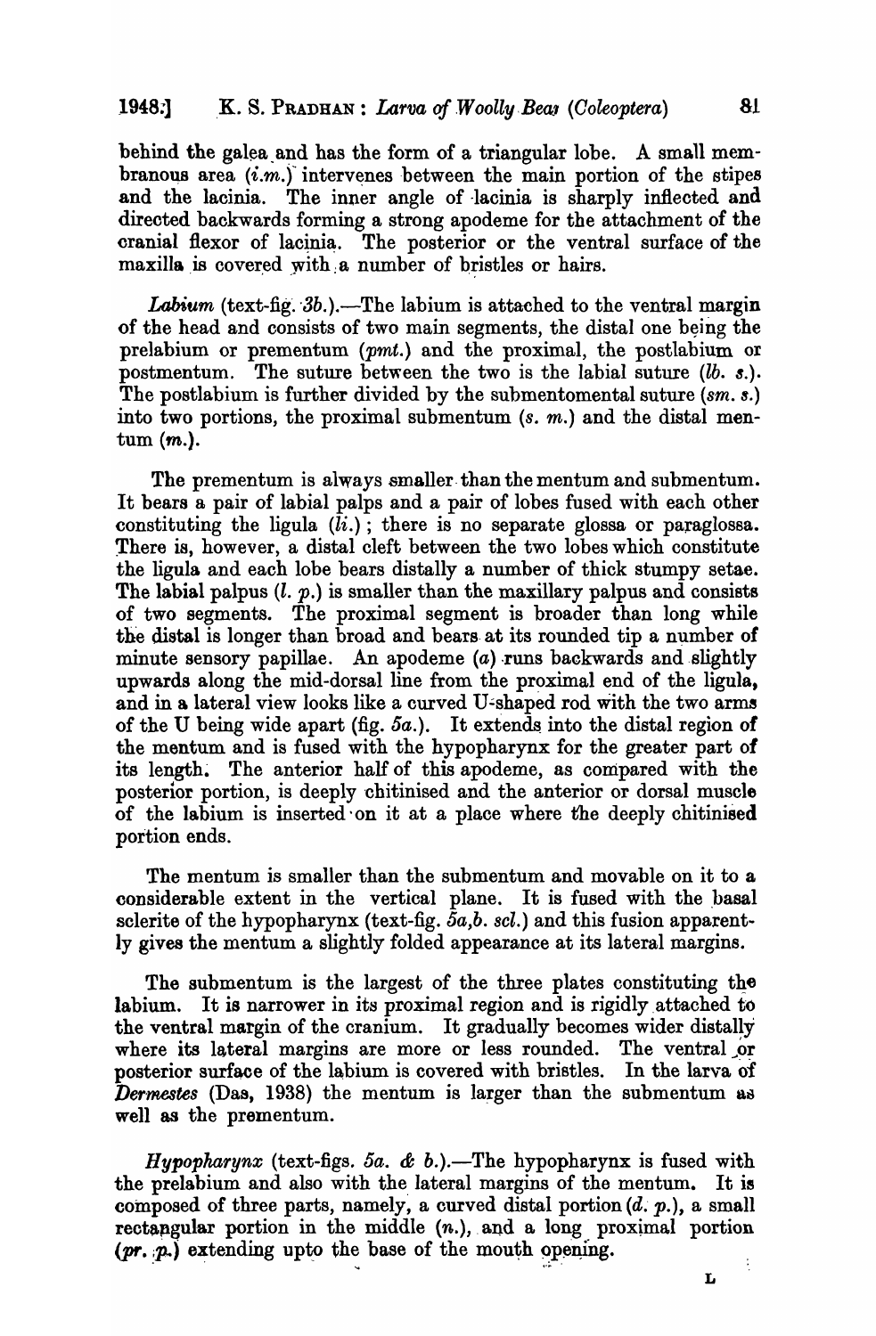behind the galea and has the form of a triangular lobe. A small membranous area (*i.m.*) intervenes between the main portion of the stipes and the lacinia. The inner angle of lacinia is sharply inflected and directed backwards forming a strong apodeme for the attachment of the cranial flexor of lacinia. The posterior or the ventral surface of the maxilla is covered with a number of bristles or hairs.

*Labium* (text-fig. 3b.).—The labium is attached to the ventral margin of the head and consists of two main segments, the distal one being the prelabium or prementum (*pmt.*) and the proximal, the postlabium or postmentum. The suture between the two is the labial suture (*lb. s.*). The postlabium is further divided by the submentomental suture (*sm. s.*) into two portions, the proximal submentum (*s. m.*) and the distal mentum (*m.*).

The prementum is always smaller than the mentum and submentum. It bears a pair of labial palps and a pair of lobes fused with each other constituting the ligula (*li.*); there is no separate glossa or paraglossa. There is, however, a distal cleft between the two lobes which constitute the ligula and each lobe bears distally a number of thick stumpy setae. The labial palpus (*l. p.*) is smaller than the maxillary palpus and consists of two segments. The proximal segment is broader than long while the distal is longer than broad and bears at its rounded tip a number of minute sensory papillae. An apodeme (*a*) runs backwards and slightly upwards along the mid-dorsal line from the proximal end of the ligula, and in a lateral view looks like a curved U-shaped rod with the two arms of the U being wide apart (fig. 5a.). It extends into the distal region of the mentum and is fused with the hypopharynx for the greater part of its length. The anterior half of this apodeme, as compared with the posterior portion, is deeply chitinised and the anterior or dorsal muscle of the labium is inserted on it at a place where the deeply chitinised portion ends.

The mentum is smaller than the submentum and movable on it to a considerable extent in the vertical plane. It is fused with the basal sclerite of the hypopharynx (text-fig. 5a,b. *scl.*) and this fusion apparently gives the mentum a slightly folded appearance at its lateral margins.

The submentum is the largest of the three plates constituting the labium. It is narrower in its proximal region and is rigidly attached to the ventral margin of the cranium. It gradually becomes wider distally where its lateral margins are more or less rounded. The ventral or posterior surface of the labium is covered with bristles. In the larva of *Dermestes* (Das, 1938) the mentum is larger than the submentum as well as the prementum.

*Hypopharynx* (text-figs. 5a. & b.).—The hypopharynx is fused with the prelabium and also with the lateral margins of the mentum. It is composed of three parts, namely, a curved distal portion (*d. p.*), a small rectangular portion in the middle (*n.*), and a long proximal portion (*pr. p.*) extending upto the base of the mouth opening.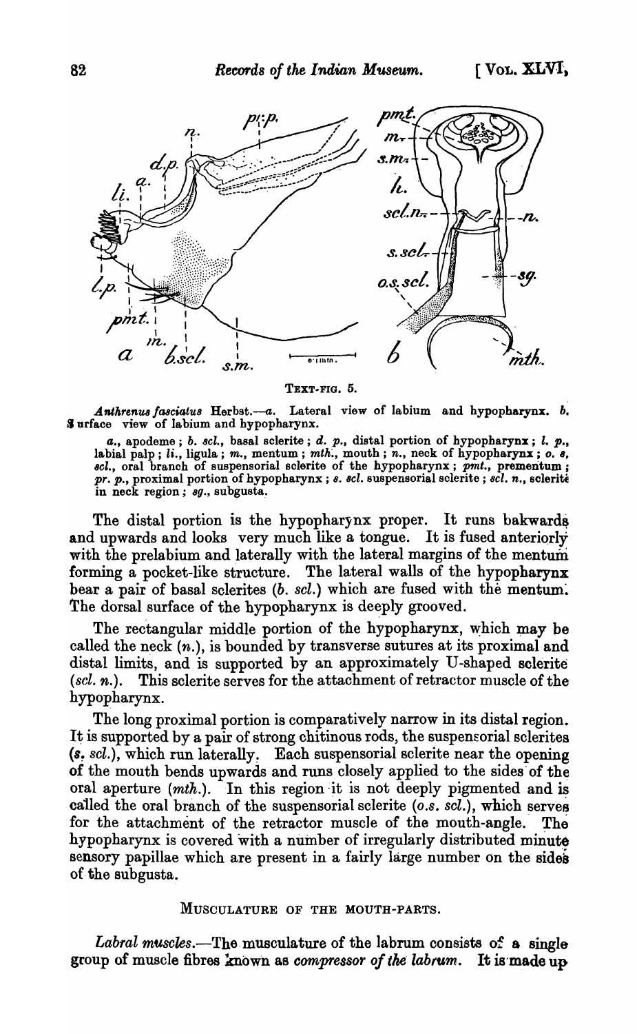TEXT-FIG. 5.

*Anthrenus fasciatus* Herbst.—*a.* Lateral view of labium and hypopharynx. *b.* Surface view of labium and hypopharynx.

*a.*, apodeme ; *b. scl.*, basal sclerite ; *d. p.*, distal portion of hypopharynx ; *l. p.*, labial palp ; *li.*, ligula ; *m.*, mentum ; *mth.*, mouth ; *n.*, neck of hypopharynx ; *o. s. scl.*, oral branch of suspensorial sclerite of the hypopharynx ; *pmt.*, prementum ; *pr. p.*, proximal portion of hypopharynx ; *s. scl.* suspensorial sclerite ; *scl. n.*, sclerite in neck region ; *sg.*, subgusta.

The distal portion is the hypopharynx proper. It runs bakwards and upwards and looks very much like a tongue. It is fused anteriorly with the prelabium and laterally with the lateral margins of the mentum forming a pocket-like structure. The lateral walls of the hypopharynx bear a pair of basal sclerites (*b. scl.*) which are fused with the mentum. The dorsal surface of the hypopharynx is deeply grooved.

The rectangular middle portion of the hypopharynx, which may be called the neck (*n.*), is bounded by transverse sutures at its proximal and distal limits, and is supported by an approximately U-shaped sclerite (*scl. n.*). This sclerite serves for the attachment of retractor muscle of the hypopharynx.

The long proximal portion is comparatively narrow in its distal region. It is supported by a pair of strong chitinous rods, the suspensorial sclerites (*s. scl.*), which run laterally. Each suspensorial sclerite near the opening of the mouth bends upwards and runs closely applied to the sides of the oral aperture (*mth.*). In this region it is not deeply pigmented and is called the oral branch of the suspensorial sclerite (*o.s. scl.*), which serves for the attachment of the retractor muscle of the mouth-angle. The hypopharynx is covered with a number of irregularly distributed minute sensory papillae which are present in a fairly large number on the sides of the subgusta.

## MUSCULATURE OF THE MOUTH-PARTS.

*Labral muscles.*—The musculature of the labrum consists of a single group of muscle fibres known as *compressor of the labrum*. It is made up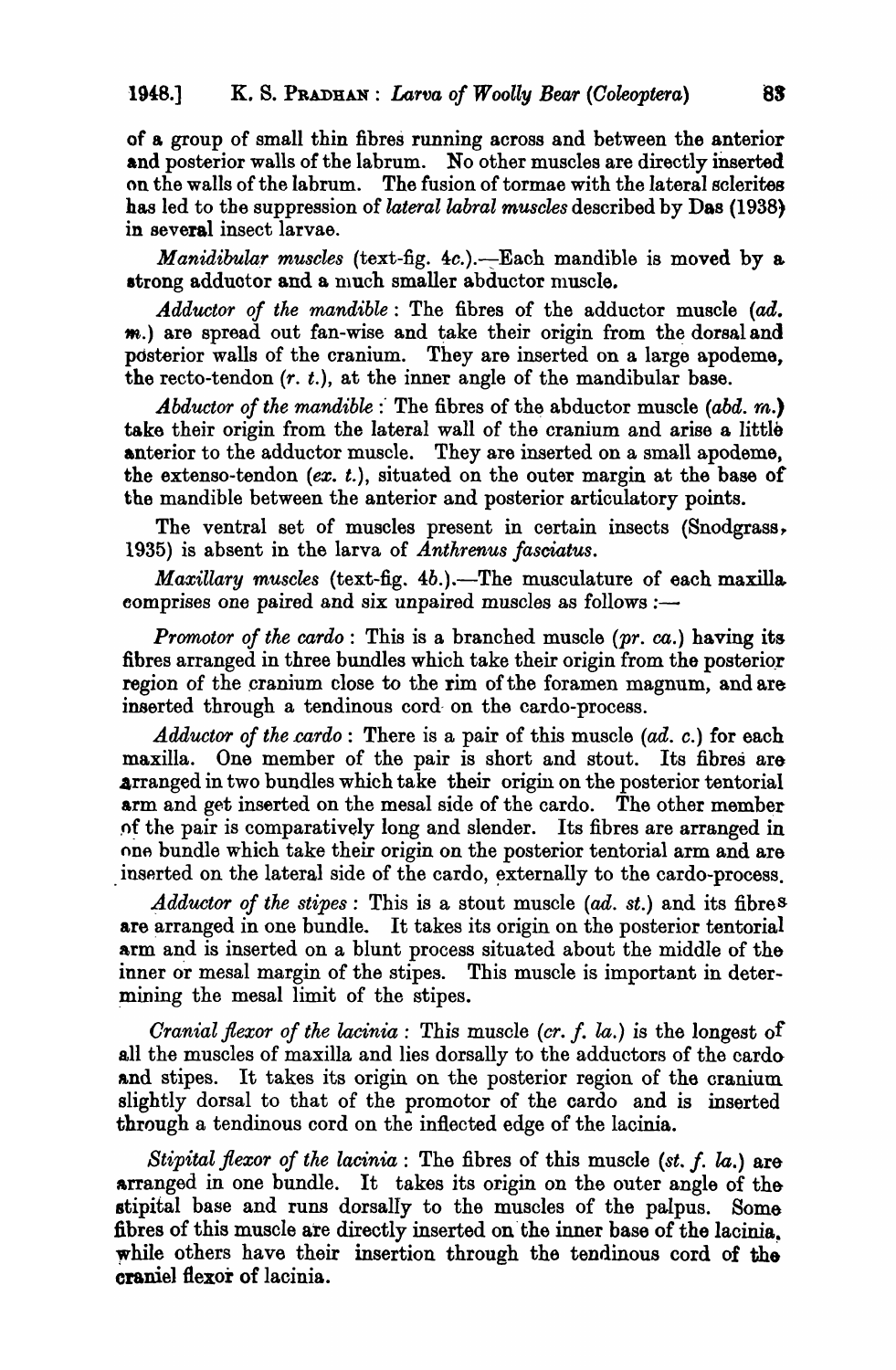of a group of small thin fibres running across and between the anterior and posterior walls of the labrum. No other muscles are directly inserted on the walls of the labrum. The fusion of tormae with the lateral sclerites has led to the suppression of *lateral labral muscles* described by Das (1938) in several insect larvae.

*Manidibular muscles* (text-fig. 4c.).—Each mandible is moved by a strong adductor and a much smaller abductor muscle.

*Adductor of the mandible*: The fibres of the adductor muscle (*ad. m.*) are spread out fan-wise and take their origin from the dorsal and posterior walls of the cranium. They are inserted on a large apodeme, the recto-tendon (*r. t.*), at the inner angle of the mandibular base.

*Abductor of the mandible*: The fibres of the abductor muscle (*abd. m.*) take their origin from the lateral wall of the cranium and arise a little anterior to the adductor muscle. They are inserted on a small apodeme, the extenso-tendon (*ex. t.*), situated on the outer margin at the base of the mandible between the anterior and posterior articulatory points.

The ventral set of muscles present in certain insects (Snodgrass, 1935) is absent in the larva of *Anthrenus fasciatus*.

*Maxillary muscles* (text-fig. 4b.).—The musculature of each maxilla comprises one paired and six unpaired muscles as follows :—

*Promotor of the cardo*: This is a branched muscle (*pr. ca.*) having its fibres arranged in three bundles which take their origin from the posterior region of the cranium close to the rim of the foramen magnum, and are inserted through a tendinous cord on the cardo-process.

*Adductor of the cardo*: There is a pair of this muscle (*ad. c.*) for each maxilla. One member of the pair is short and stout. Its fibres are arranged in two bundles which take their origin on the posterior tentorial arm and get inserted on the mesal side of the cardo. The other member of the pair is comparatively long and slender. Its fibres are arranged in one bundle which take their origin on the posterior tentorial arm and are inserted on the lateral side of the cardo, externally to the cardo-process.

*Adductor of the stipes*: This is a stout muscle (*ad. st.*) and its fibres are arranged in one bundle. It takes its origin on the posterior tentorial arm and is inserted on a blunt process situated about the middle of the inner or mesal margin of the stipes. This muscle is important in determining the mesal limit of the stipes.

*Cranial flexor of the lacinia*: This muscle (*cr. f. la.*) is the longest of all the muscles of maxilla and lies dorsally to the adductors of the cardo and stipes. It takes its origin on the posterior region of the cranium slightly dorsal to that of the promotor of the cardo and is inserted through a tendinous cord on the inflected edge of the lacinia.

*Stipital flexor of the lacinia*: The fibres of this muscle (*st. f. la.*) are arranged in one bundle. It takes its origin on the outer angle of the stipital base and runs dorsally to the muscles of the palpus. Some fibres of this muscle are directly inserted on the inner base of the lacinia, while others have their insertion through the tendinous cord of the craniel flexor of lacinia.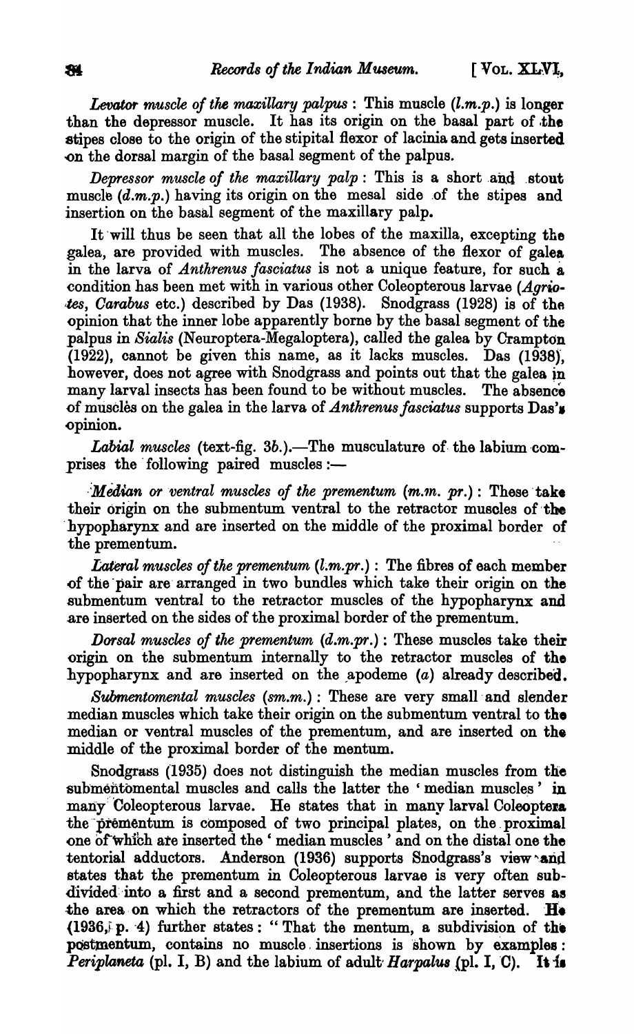*Levator muscle of the maxillary palpus* : This muscle (*l.m.p.*) is longer than the depressor muscle. It has its origin on the basal part of the stipes close to the origin of the stipital flexor of lacinia and gets inserted on the dorsal margin of the basal segment of the palpus.

*Depressor muscle of the maxillary palp* : This is a short and stout muscle (*d.m.p.*) having its origin on the mesal side of the stipes and insertion on the basal segment of the maxillary palp.

It will thus be seen that all the lobes of the maxilla, excepting the galea, are provided with muscles. The absence of the flexor of galea in the larva of *Anthrenus fasciatus* is not a unique feature, for such a condition has been met with in various other Coleopterous larvae (*Agriotes*, *Carabus* etc.) described by Das (1938). Snodgrass (1928) is of the opinion that the inner lobe apparently borne by the basal segment of the palpus in *Sialis* (Neuroptera-Megaloptera), called the galea by Crampton (1922), cannot be given this name, as it lacks muscles. Das (1938), however, does not agree with Snodgrass and points out that the galea in many larval insects has been found to be without muscles. The absence of muscles on the galea in the larva of *Anthrenus fasciatus* supports Das's opinion.

*Labial muscles* (text-fig. 3*b*).—The musculature of the labium comprises the following paired muscles :—

*Median or ventral muscles of the prementum* (*m.m. pr.*) : These take their origin on the submentum ventral to the retractor muscles of the hypopharynx and are inserted on the middle of the proximal border of the prementum.

*Lateral muscles of the prementum* (*l.m.pr.*) : The fibres of each member of the pair are arranged in two bundles which take their origin on the submentum ventral to the retractor muscles of the hypopharynx and are inserted on the sides of the proximal border of the prementum.

*Dorsal muscles of the prementum* (*d.m.pr.*) : These muscles take their origin on the submentum internally to the retractor muscles of the hypopharynx and are inserted on the apodeme (*a*) already described.

*Submentomental muscles* (*sm.m.*) : These are very small and slender median muscles which take their origin on the submentum ventral to the median or ventral muscles of the prementum, and are inserted on the middle of the proximal border of the mentum.

Snodgrass (1935) does not distinguish the median muscles from the submentomental muscles and calls the latter the 'median muscles' in many Coleopterous larvae. He states that in many larval Coleoptera the prementum is composed of two principal plates, on the proximal one of which are inserted the 'median muscles' and on the distal one the tentorial adductors. Anderson (1936) supports Snodgrass's view and states that the prementum in Coleopterous larvae is very often subdivided into a first and a second prementum, and the latter serves as the area on which the retractors of the prementum are inserted. He (1936, p. 4) further states : "That the mentum, a subdivision of the postmentum, contains no muscle insertions is shown by examples : *Periplaneta* (pl. I, B) and the labium of adult *Harpalus* (pl. I, C). It is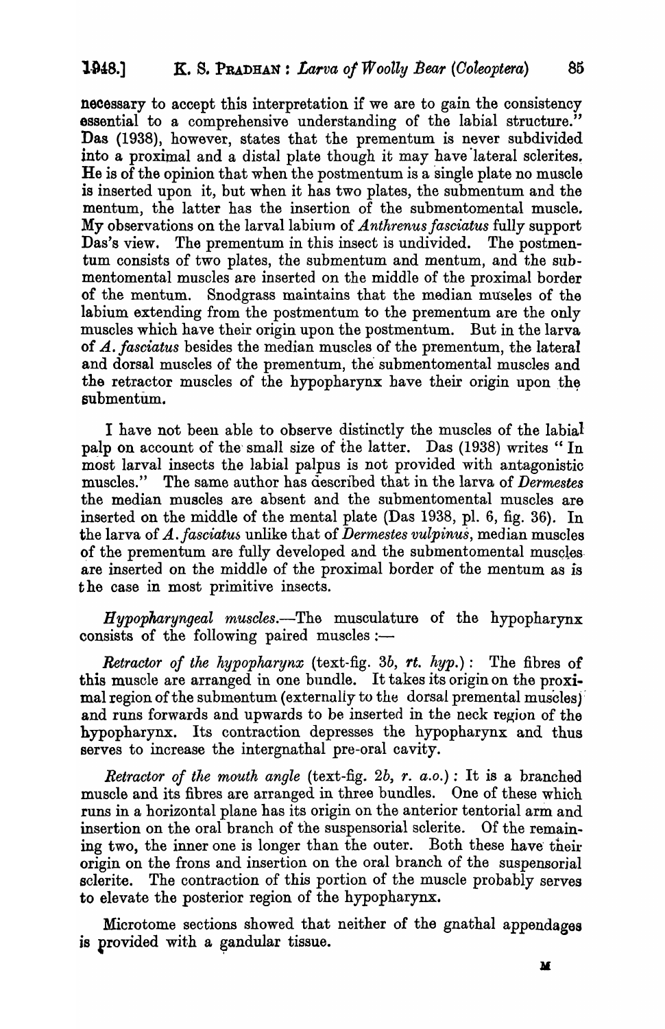necessary to accept this interpretation if we are to gain the consistency essential to a comprehensive understanding of the labial structure." Das (1938), however, states that the prementum is never subdivided into a proximal and a distal plate though it may have lateral sclerites. He is of the opinion that when the postmentum is a single plate no muscle is inserted upon it, but when it has two plates, the submentum and the mentum, the latter has the insertion of the submentomental muscle. My observations on the larval labium of *Anthrenus fasciatus* fully support Das's view. The prementum in this insect is undivided. The postmentum consists of two plates, the submentum and mentum, and the submentomental muscles are inserted on the middle of the proximal border of the mentum. Snodgrass maintains that the median muscles of the labium extending from the postmentum to the prementum are the only muscles which have their origin upon the postmentum. But in the larva of *A. fasciatus* besides the median muscles of the prementum, the lateral and dorsal muscles of the prementum, the submentomental muscles and the retractor muscles of the hypopharynx have their origin upon the submentum.

I have not been able to observe distinctly the muscles of the labial palp on account of the small size of the latter. Das (1938) writes " In most larval insects the labial palpus is not provided with antagonistic muscles." The same author has described that in the larva of *Dermestes* the median muscles are absent and the submentomental muscles are inserted on the middle of the mental plate (Das 1938, pl. 6, fig. 36). In the larva of *A. fasciatus* unlike that of *Dermestes vulpinus*, median muscles of the prementum are fully developed and the submentomental muscles are inserted on the middle of the proximal border of the mentum as is the case in most primitive insects.

*Hypopharyngeal muscles.*—The musculature of the hypopharynx consists of the following paired muscles :—

*Retractor of the hypopharynx* (text-fig. 3*b*, *rt. hyp.*) : The fibres of this muscle are arranged in one bundle. It takes its origin on the proximal region of the submentum (externally to the dorsal premental muscles) and runs forwards and upwards to be inserted in the neck region of the hypopharynx. Its contraction depresses the hypopharynx and thus serves to increase the intergnathal pre-oral cavity.

*Retractor of the mouth angle* (text-fig. 2*b*, *r. a.o.*) : It is a branched muscle and its fibres are arranged in three bundles. One of these which runs in a horizontal plane has its origin on the anterior tentorial arm and insertion on the oral branch of the suspensorial sclerite. Of the remaining two, the inner one is longer than the outer. Both these have their origin on the frons and insertion on the oral branch of the suspensorial sclerite. The contraction of this portion of the muscle probably serves to elevate the posterior region of the hypopharynx.

Microtome sections showed that neither of the gnathal appendages is provided with a gandular tissue.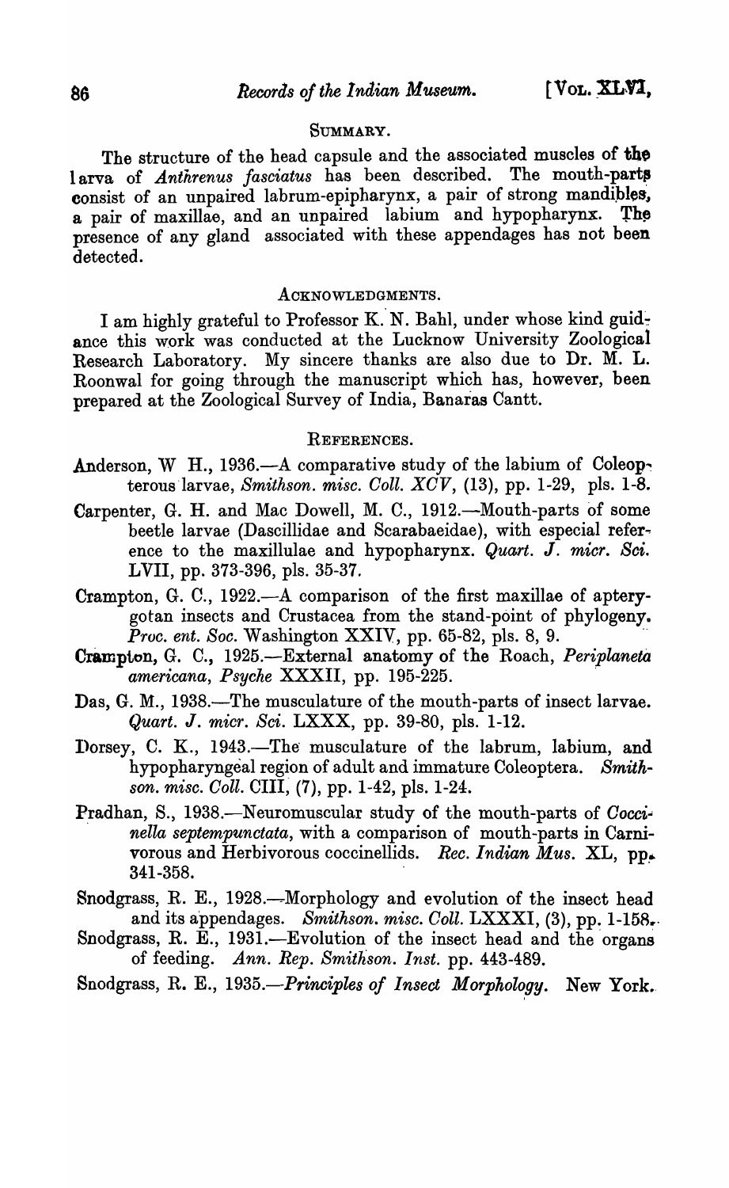## SUMMARY.

The structure of the head capsule and the associated muscles of the larva of *Anthrenus fasciatus* has been described. The mouth-parts consist of an unpaired labrum-epipharynx, a pair of strong mandibles, a pair of maxillae, and an unpaired labium and hypopharynx. The presence of any gland associated with these appendages has not been detected.

## ACKNOWLEDGMENTS.

I am highly grateful to Professor K. N. Bahl, under whose kind guidance this work was conducted at the Lucknow University Zoological Research Laboratory. My sincere thanks are also due to Dr. M. L. Roonwal for going through the manuscript which has, however, been prepared at the Zoological Survey of India, Banaras Cantt.

## REFERENCES.

Anderson, W H., 1936.—A comparative study of the labium of Coleopterous larvae, *Smithson. misc. Coll. XCV*, (13), pp. 1-29, pls. 1-8.

Carpenter, G. H. and Mac Dowell, M. C., 1912.—Mouth-parts of some beetle larvae (Dascillidae and Scarabaeidae), with especial reference to the maxillulae and hypopharynx. *Quart. J. micr. Sci.* LVII, pp. 373-396, pls. 35-37.

Crampton, G. C., 1922.—A comparison of the first maxillae of apterygotan insects and Crustacea from the stand-point of phylogeny. *Proc. ent. Soc.* Washington XXIV, pp. 65-82, pls. 8, 9.

Crampton, G. C., 1925.—External anatomy of the Roach, *Periplaneta americana*, *Psyche* XXXII, pp. 195-225.

Das, G. M., 1938.—The musculature of the mouth-parts of insect larvae. *Quart. J. micr. Sci.* LXXX, pp. 39-80, pls. 1-12.

Dorsey, C. K., 1943.—The musculature of the labrum, labium, and hypopharyngeal region of adult and immature Coleoptera. *Smithson. misc. Coll.* CIII, (7), pp. 1-42, pls. 1-24.

Pradhan, S., 1938.—Neuromuscular study of the mouth-parts of *Coccinella septempunctata*, with a comparison of mouth-parts in Carnivorous and Herbivorous coccinellids. *Rec. Indian Mus.* XL, pp. 341-358.

Snodgrass, R. E., 1928.—Morphology and evolution of the insect head and its appendages. *Smithson. misc. Coll.* LXXXI, (3), pp. 1-158.

Snodgrass, R. E., 1931.—Evolution of the insect head and the organs of feeding. *Ann. Rep. Smithson. Inst.* pp. 443-489.

Snodgrass, R. E., 1935.—*Principles of Insect Morphology*. New York.